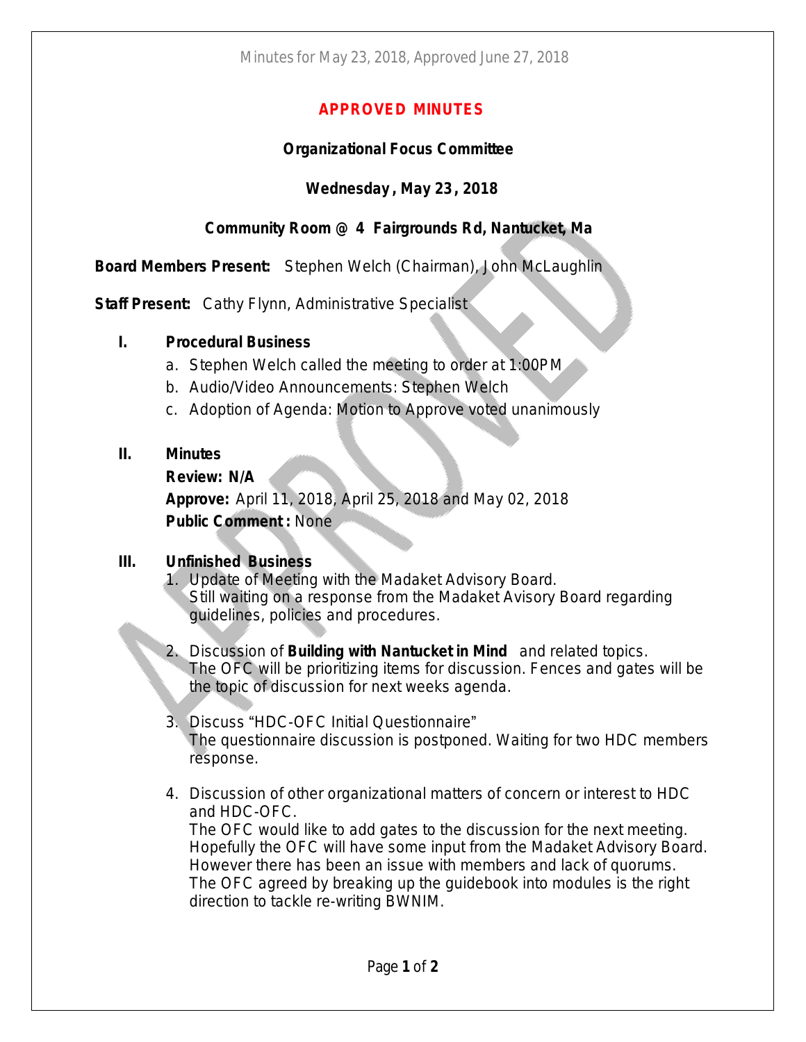Minutes for May 23, 2018, Approved June 27, 2018

# APPROVED MINUTES

## Organizational Focus Committee

### Wednesday, May 23, 2018

### Community Room @ 4 Fairgrounds Rd, Nantucket, Ma

**Board Members Present:** Stephen Welch (Chairman), John McLaughlin

**Staff Present:** Cathy Flynn, Administrative Specialist

**I. Procedural Business**

a. Stephen Welch called the meeting to order at 1:00PM
b. Audio/Video Announcements: Stephen Welch
c. Adoption of Agenda: Motion to Approve voted unanimously

**II. Minutes**

**Review: N/A**
**Approve:** April 11, 2018, April 25, 2018 and May 02, 2018
**Public Comment:** None

**III. Unfinished Business**

1. Update of Meeting with the Madaket Advisory Board.
   Still waiting on a response from the Madaket Avisory Board regarding guidelines, policies and procedures.

2. Discussion of **Building with Nantucket in Mind** and related topics.
   The OFC will be prioritizing items for discussion. Fences and gates will be the topic of discussion for next weeks agenda.

3. Discuss "HDC-OFC Initial Questionnaire"
   The questionnaire discussion is postponed. Waiting for two HDC members response.

4. Discussion of other organizational matters of concern or interest to HDC and HDC-OFC.
   The OFC would like to add gates to the discussion for the next meeting. Hopefully the OFC will have some input from the Madaket Advisory Board. However there has been an issue with members and lack of quorums. The OFC agreed by breaking up the guidebook into modules is the right direction to tackle re-writing BWNIM.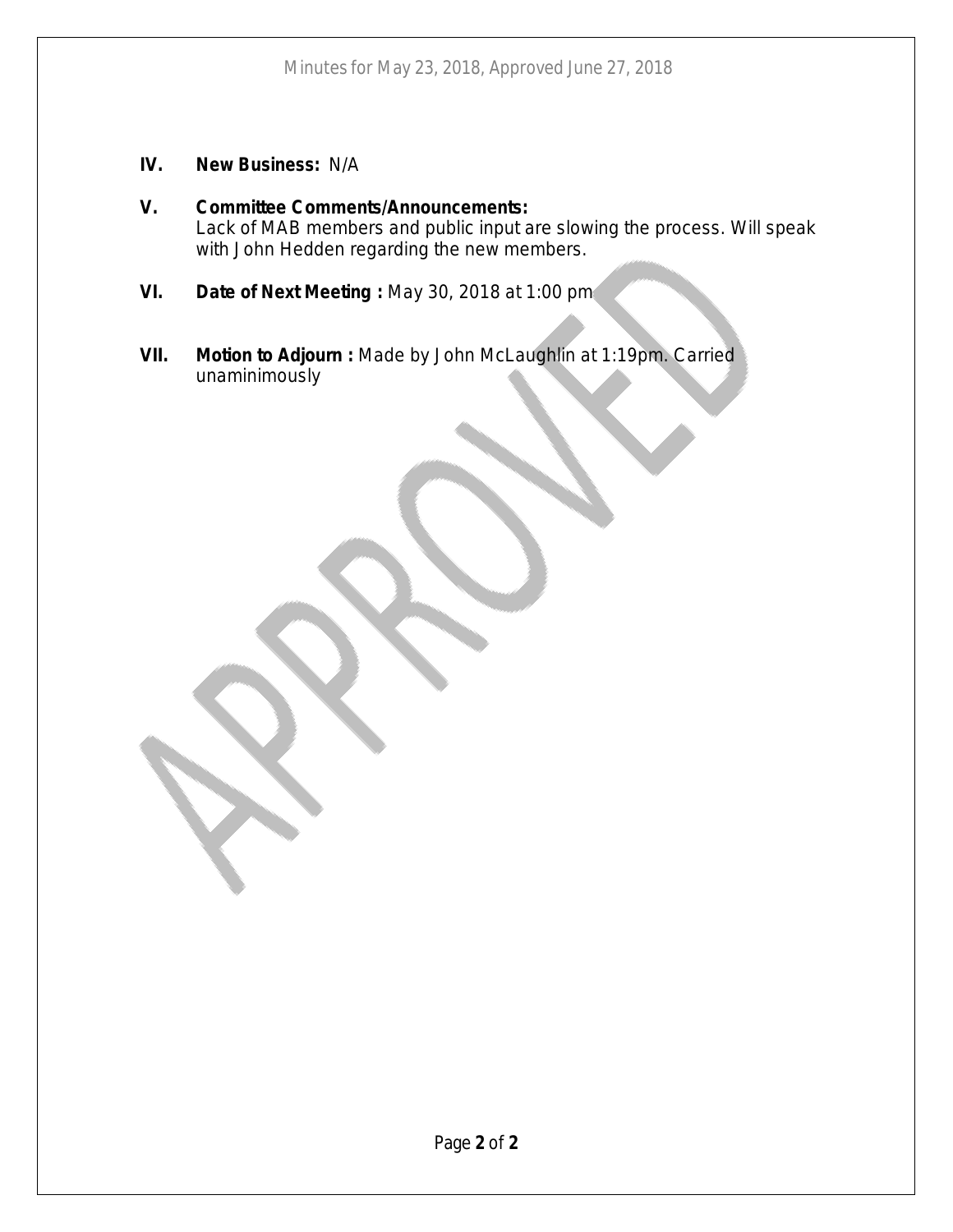**IV. New Business:** N/A

**V. Committee Comments/Announcements:**
Lack of MAB members and public input are slowing the process. Will speak with John Hedden regarding the new members.

**VI. Date of Next Meeting :** May 30, 2018 at 1:00 pm

**VII. Motion to Adjourn :** Made by John McLaughlin at 1:19pm. Carried unaminimously